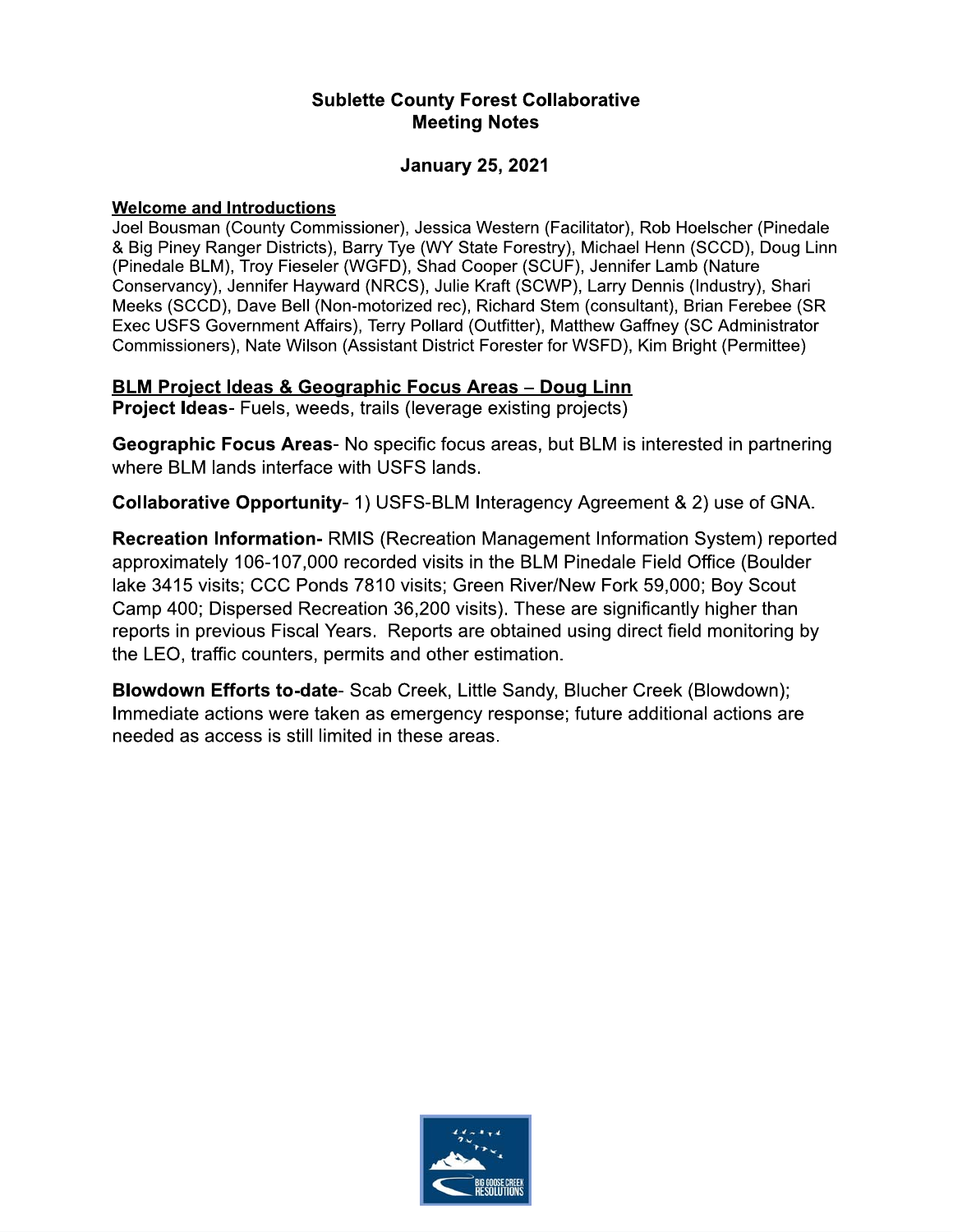# Sublette County Forest Collaborative
## Meeting Notes

**January 25, 2021**

**Welcome and Introductions**

Joel Bousman (County Commissioner), Jessica Western (Facilitator), Rob Hoelscher (Pinedale & Big Piney Ranger Districts), Barry Tye (WY State Forestry), Michael Henn (SCCD), Doug Linn (Pinedale BLM), Troy Fieseler (WGFD), Shad Cooper (SCUF), Jennifer Lamb (Nature Conservancy), Jennifer Hayward (NRCS), Julie Kraft (SCWP), Larry Dennis (Industry), Shari Meeks (SCCD), Dave Bell (Non-motorized rec), Richard Stem (consultant), Brian Ferebee (SR Exec USFS Government Affairs), Terry Pollard (Outfitter), Matthew Gaffney (SC Administrator Commissioners), Nate Wilson (Assistant District Forester for WSFD), Kim Bright (Permittee)

**BLM Project Ideas & Geographic Focus Areas – Doug Linn**

**Project Ideas**- Fuels, weeds, trails (leverage existing projects)

**Geographic Focus Areas**- No specific focus areas, but BLM is interested in partnering where BLM lands interface with USFS lands.

**Collaborative Opportunity**- 1) USFS-BLM Interagency Agreement & 2) use of GNA.

**Recreation Information-** RMIS (Recreation Management Information System) reported approximately 106-107,000 recorded visits in the BLM Pinedale Field Office (Boulder lake 3415 visits; CCC Ponds 7810 visits; Green River/New Fork 59,000; Boy Scout Camp 400; Dispersed Recreation 36,200 visits). These are significantly higher than reports in previous Fiscal Years. Reports are obtained using direct field monitoring by the LEO, traffic counters, permits and other estimation.

**Blowdown Efforts to-date**- Scab Creek, Little Sandy, Blucher Creek (Blowdown); Immediate actions were taken as emergency response; future additional actions are needed as access is still limited in these areas.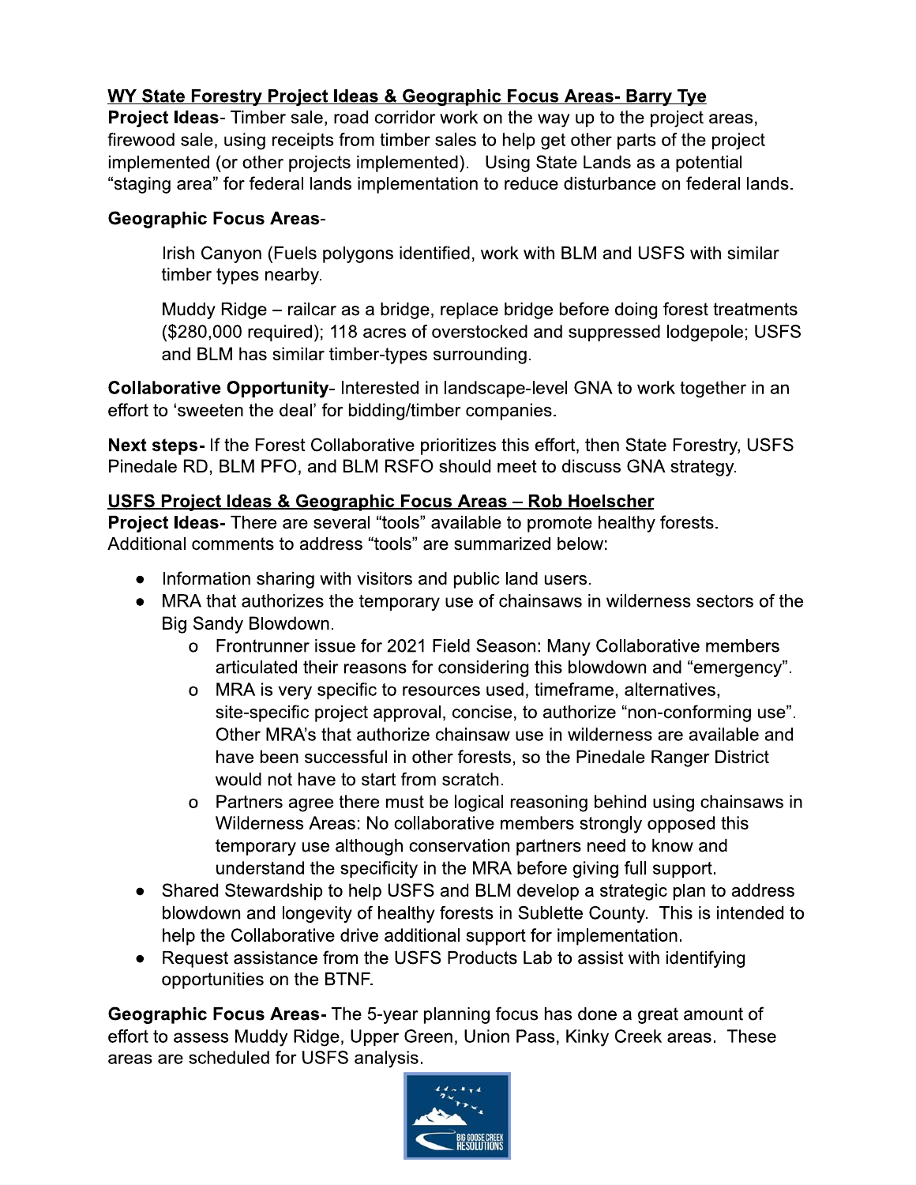**WY State Forestry Project Ideas & Geographic Focus Areas- Barry Tye**

**Project Ideas**- Timber sale, road corridor work on the way up to the project areas, firewood sale, using receipts from timber sales to help get other parts of the project implemented (or other projects implemented). Using State Lands as a potential "staging area" for federal lands implementation to reduce disturbance on federal lands.

**Geographic Focus Areas**-

Irish Canyon (Fuels polygons identified, work with BLM and USFS with similar timber types nearby.

Muddy Ridge – railcar as a bridge, replace bridge before doing forest treatments ($280,000 required); 118 acres of overstocked and suppressed lodgepole; USFS and BLM has similar timber-types surrounding.

**Collaborative Opportunity**- Interested in landscape-level GNA to work together in an effort to 'sweeten the deal' for bidding/timber companies.

**Next steps-** If the Forest Collaborative prioritizes this effort, then State Forestry, USFS Pinedale RD, BLM PFO, and BLM RSFO should meet to discuss GNA strategy.

**USFS Project Ideas & Geographic Focus Areas – Rob Hoelscher**

**Project Ideas-** There are several "tools" available to promote healthy forests. Additional comments to address "tools" are summarized below:

- Information sharing with visitors and public land users.
- MRA that authorizes the temporary use of chainsaws in wilderness sectors of the Big Sandy Blowdown.
  - Frontrunner issue for 2021 Field Season: Many Collaborative members articulated their reasons for considering this blowdown and "emergency".
  - MRA is very specific to resources used, timeframe, alternatives, site-specific project approval, concise, to authorize "non-conforming use". Other MRA's that authorize chainsaw use in wilderness are available and have been successful in other forests, so the Pinedale Ranger District would not have to start from scratch.
  - Partners agree there must be logical reasoning behind using chainsaws in Wilderness Areas: No collaborative members strongly opposed this temporary use although conservation partners need to know and understand the specificity in the MRA before giving full support.
- Shared Stewardship to help USFS and BLM develop a strategic plan to address blowdown and longevity of healthy forests in Sublette County. This is intended to help the Collaborative drive additional support for implementation.
- Request assistance from the USFS Products Lab to assist with identifying opportunities on the BTNF.

**Geographic Focus Areas-** The 5-year planning focus has done a great amount of effort to assess Muddy Ridge, Upper Green, Union Pass, Kinky Creek areas. These areas are scheduled for USFS analysis.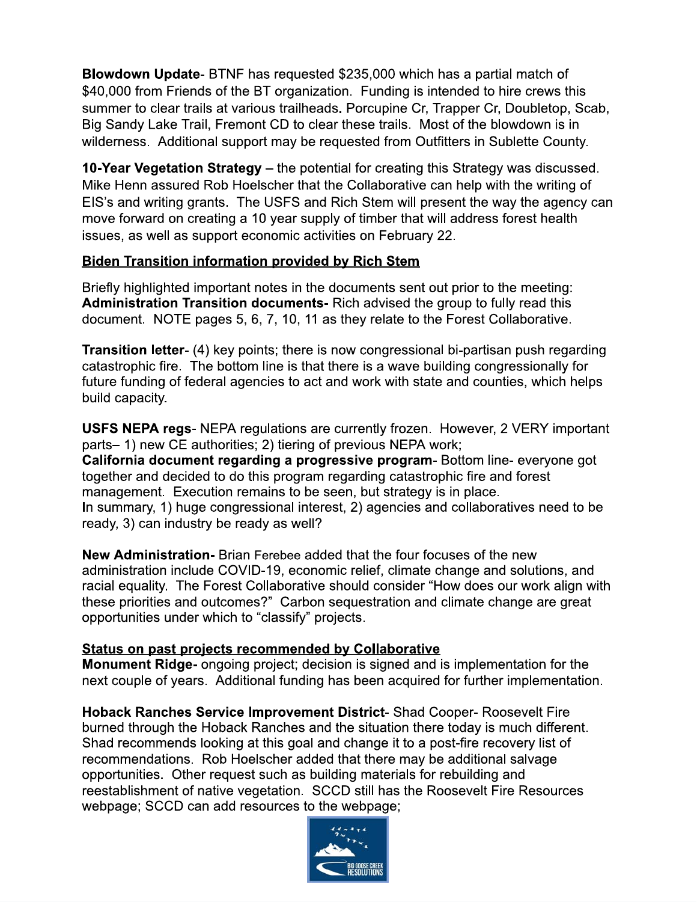**Blowdown Update**- BTNF has requested $235,000 which has a partial match of $40,000 from Friends of the BT organization. Funding is intended to hire crews this summer to clear trails at various trailheads. Porcupine Cr, Trapper Cr, Doubletop, Scab, Big Sandy Lake Trail, Fremont CD to clear these trails. Most of the blowdown is in wilderness. Additional support may be requested from Outfitters in Sublette County.

**10-Year Vegetation Strategy** – the potential for creating this Strategy was discussed. Mike Henn assured Rob Hoelscher that the Collaborative can help with the writing of EIS's and writing grants. The USFS and Rich Stem will present the way the agency can move forward on creating a 10 year supply of timber that will address forest health issues, as well as support economic activities on February 22.

<u>**Biden Transition information provided by Rich Stem**</u>

Briefly highlighted important notes in the documents sent out prior to the meeting:
**Administration Transition documents-** Rich advised the group to fully read this document. NOTE pages 5, 6, 7, 10, 11 as they relate to the Forest Collaborative.

**Transition letter**- (4) key points; there is now congressional bi-partisan push regarding catastrophic fire. The bottom line is that there is a wave building congressionally for future funding of federal agencies to act and work with state and counties, which helps build capacity.

**USFS NEPA regs**- NEPA regulations are currently frozen. However, 2 VERY important parts– 1) new CE authorities; 2) tiering of previous NEPA work;
**California document regarding a progressive program**- Bottom line- everyone got together and decided to do this program regarding catastrophic fire and forest management. Execution remains to be seen, but strategy is in place.
In summary, 1) huge congressional interest, 2) agencies and collaboratives need to be ready, 3) can industry be ready as well?

**New Administration-** Brian Ferebee added that the four focuses of the new administration include COVID-19, economic relief, climate change and solutions, and racial equality. The Forest Collaborative should consider "How does our work align with these priorities and outcomes?" Carbon sequestration and climate change are great opportunities under which to "classify" projects.

<u>**Status on past projects recommended by Collaborative**</u>
**Monument Ridge-** ongoing project; decision is signed and is implementation for the next couple of years. Additional funding has been acquired for further implementation.

**Hoback Ranches Service Improvement District**- Shad Cooper- Roosevelt Fire burned through the Hoback Ranches and the situation there today is much different. Shad recommends looking at this goal and change it to a post-fire recovery list of recommendations. Rob Hoelscher added that there may be additional salvage opportunities. Other request such as building materials for rebuilding and reestablishment of native vegetation. SCCD still has the Roosevelt Fire Resources webpage; SCCD can add resources to the webpage;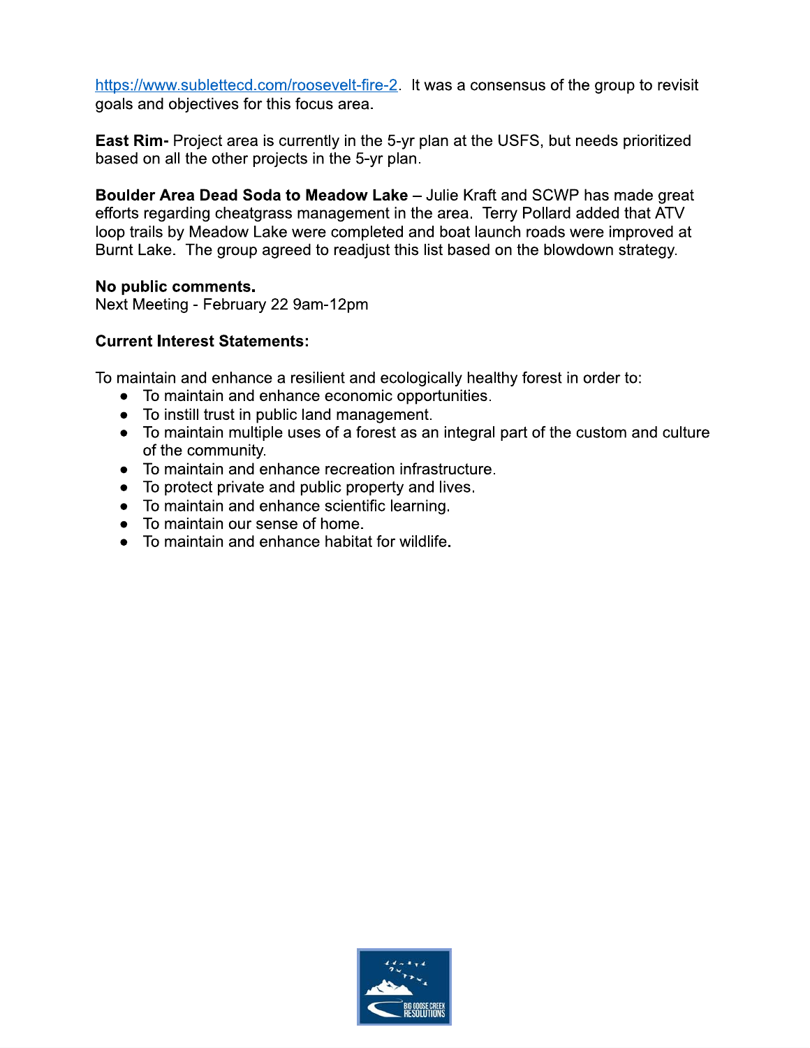https://www.sublettecd.com/roosevelt-fire-2. It was a consensus of the group to revisit goals and objectives for this focus area.

**East Rim-** Project area is currently in the 5-yr plan at the USFS, but needs prioritized based on all the other projects in the 5-yr plan.

**Boulder Area Dead Soda to Meadow Lake** – Julie Kraft and SCWP has made great efforts regarding cheatgrass management in the area. Terry Pollard added that ATV loop trails by Meadow Lake were completed and boat launch roads were improved at Burnt Lake. The group agreed to readjust this list based on the blowdown strategy.

**No public comments.**
Next Meeting - February 22 9am-12pm

**Current Interest Statements:**

To maintain and enhance a resilient and ecologically healthy forest in order to:

- To maintain and enhance economic opportunities.
- To instill trust in public land management.
- To maintain multiple uses of a forest as an integral part of the custom and culture of the community.
- To maintain and enhance recreation infrastructure.
- To protect private and public property and lives.
- To maintain and enhance scientific learning.
- To maintain our sense of home.
- To maintain and enhance habitat for wildlife.